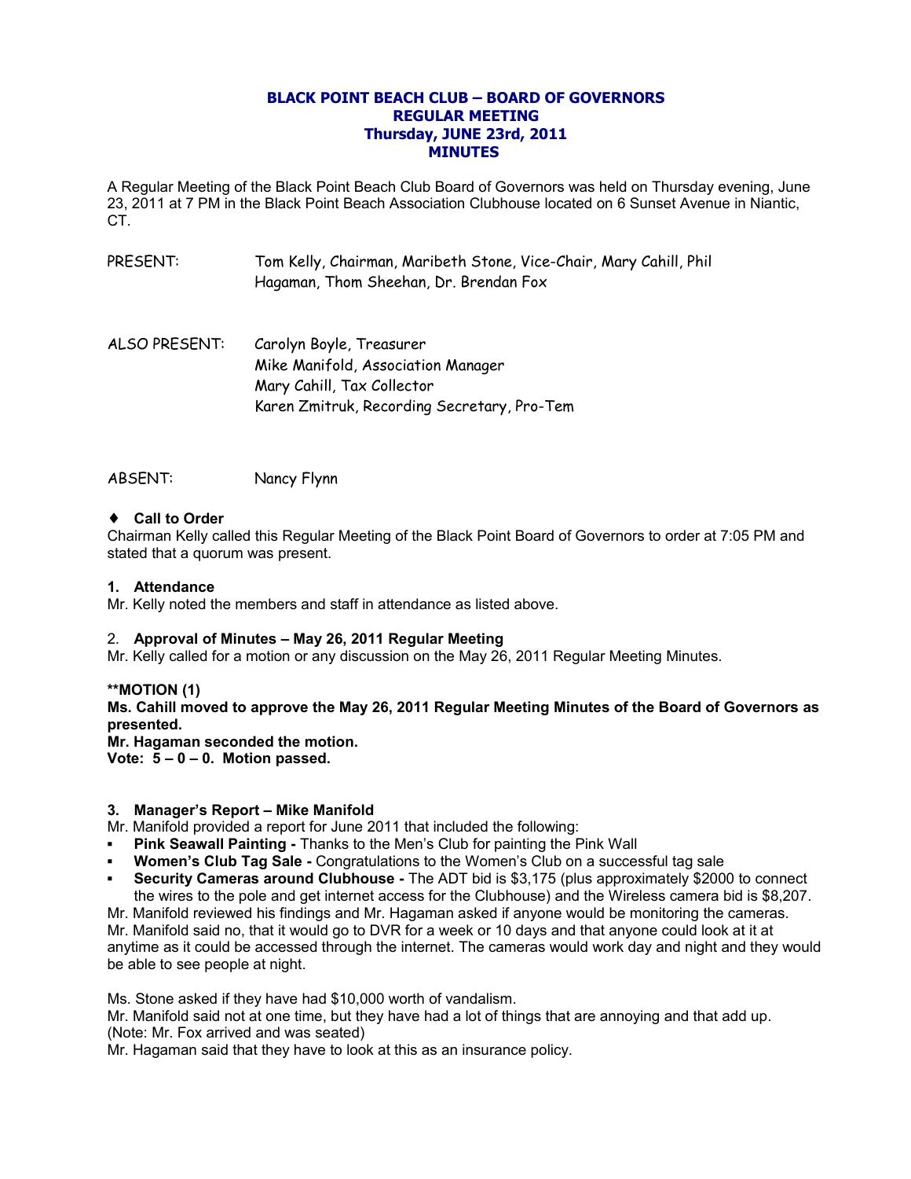# BLACK POINT BEACH CLUB – BOARD OF GOVERNORS
## REGULAR MEETING
## Thursday, JUNE 23rd, 2011
## MINUTES

A Regular Meeting of the Black Point Beach Club Board of Governors was held on Thursday evening, June 23, 2011 at 7 PM in the Black Point Beach Association Clubhouse located on 6 Sunset Avenue in Niantic, CT.

PRESENT: Tom Kelly, Chairman, Maribeth Stone, Vice-Chair, Mary Cahill, Phil Hagaman, Thom Sheehan, Dr. Brendan Fox

ALSO PRESENT: Carolyn Boyle, Treasurer
Mike Manifold, Association Manager
Mary Cahill, Tax Collector
Karen Zmitruk, Recording Secretary, Pro-Tem

ABSENT: Nancy Flynn

♦ **Call to Order**

Chairman Kelly called this Regular Meeting of the Black Point Board of Governors to order at 7:05 PM and stated that a quorum was present.

**1. Attendance**

Mr. Kelly noted the members and staff in attendance as listed above.

2. **Approval of Minutes – May 26, 2011 Regular Meeting**

Mr. Kelly called for a motion or any discussion on the May 26, 2011 Regular Meeting Minutes.

****MOTION (1)**
**Ms. Cahill moved to approve the May 26, 2011 Regular Meeting Minutes of the Board of Governors as presented.**
**Mr. Hagaman seconded the motion.**
**Vote: 5 – 0 – 0. Motion passed.**

**3. Manager's Report – Mike Manifold**

Mr. Manifold provided a report for June 2011 that included the following:

- **Pink Seawall Painting -** Thanks to the Men's Club for painting the Pink Wall
- **Women's Club Tag Sale -** Congratulations to the Women's Club on a successful tag sale
- **Security Cameras around Clubhouse -** The ADT bid is $3,175 (plus approximately $2000 to connect the wires to the pole and get internet access for the Clubhouse) and the Wireless camera bid is $8,207.

Mr. Manifold reviewed his findings and Mr. Hagaman asked if anyone would be monitoring the cameras. Mr. Manifold said no, that it would go to DVR for a week or 10 days and that anyone could look at it at anytime as it could be accessed through the internet. The cameras would work day and night and they would be able to see people at night.

Ms. Stone asked if they have had $10,000 worth of vandalism.
Mr. Manifold said not at one time, but they have had a lot of things that are annoying and that add up.
(Note: Mr. Fox arrived and was seated)
Mr. Hagaman said that they have to look at this as an insurance policy.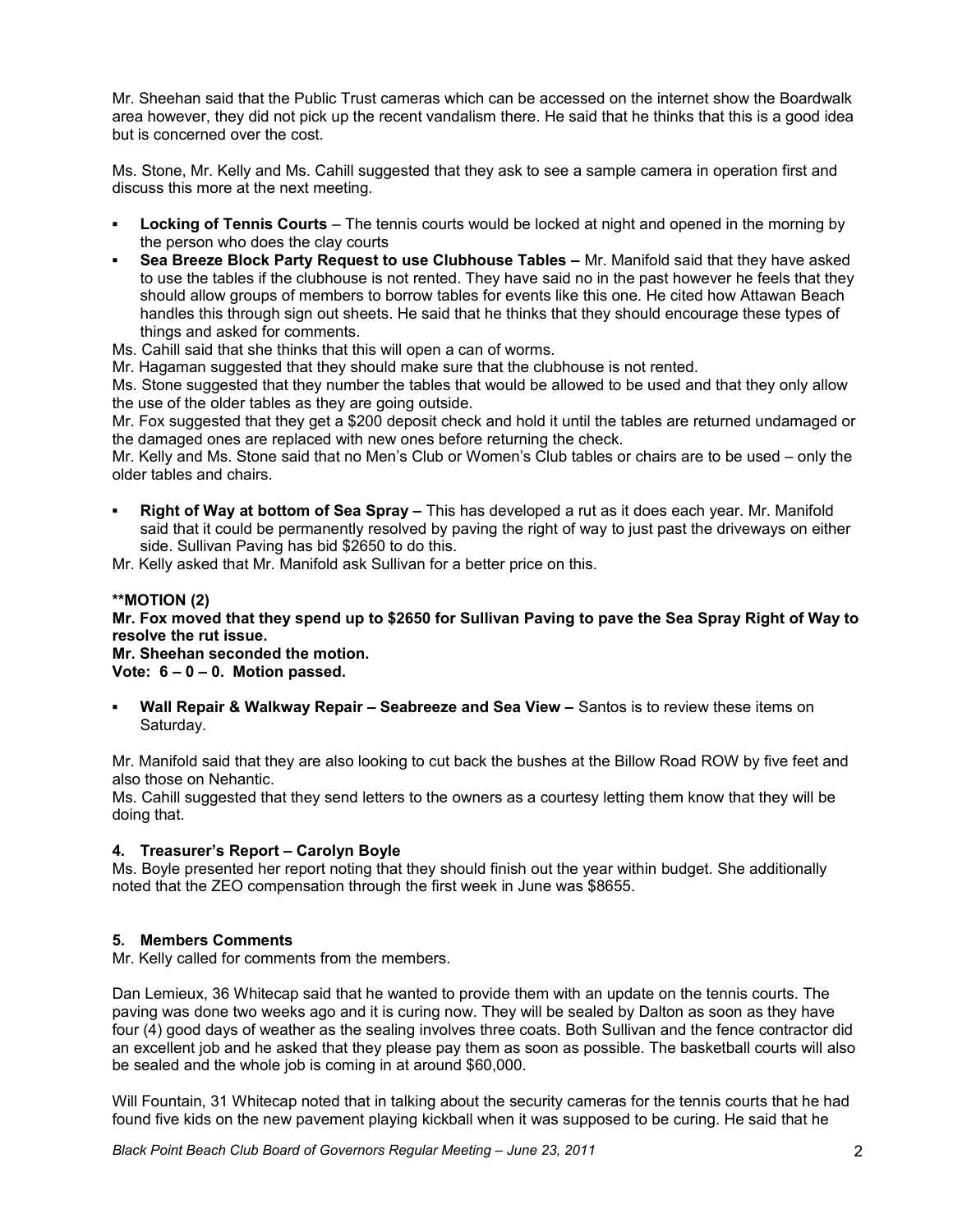Mr. Sheehan said that the Public Trust cameras which can be accessed on the internet show the Boardwalk area however, they did not pick up the recent vandalism there. He said that he thinks that this is a good idea but is concerned over the cost.

Ms. Stone, Mr. Kelly and Ms. Cahill suggested that they ask to see a sample camera in operation first and discuss this more at the next meeting.

- **Locking of Tennis Courts** – The tennis courts would be locked at night and opened in the morning by the person who does the clay courts
- **Sea Breeze Block Party Request to use Clubhouse Tables –** Mr. Manifold said that they have asked to use the tables if the clubhouse is not rented. They have said no in the past however he feels that they should allow groups of members to borrow tables for events like this one. He cited how Attawan Beach handles this through sign out sheets. He said that he thinks that they should encourage these types of things and asked for comments.

Ms. Cahill said that she thinks that this will open a can of worms.

Mr. Hagaman suggested that they should make sure that the clubhouse is not rented.

Ms. Stone suggested that they number the tables that would be allowed to be used and that they only allow the use of the older tables as they are going outside.

Mr. Fox suggested that they get a $200 deposit check and hold it until the tables are returned undamaged or the damaged ones are replaced with new ones before returning the check.

Mr. Kelly and Ms. Stone said that no Men's Club or Women's Club tables or chairs are to be used – only the older tables and chairs.

- **Right of Way at bottom of Sea Spray –** This has developed a rut as it does each year. Mr. Manifold said that it could be permanently resolved by paving the right of way to just past the driveways on either side. Sullivan Paving has bid $2650 to do this.

Mr. Kelly asked that Mr. Manifold ask Sullivan for a better price on this.

**\*\*MOTION (2)**
**Mr. Fox moved that they spend up to $2650 for Sullivan Paving to pave the Sea Spray Right of Way to resolve the rut issue.**
**Mr. Sheehan seconded the motion.**
**Vote: 6 – 0 – 0. Motion passed.**

- **Wall Repair & Walkway Repair – Seabreeze and Sea View –** Santos is to review these items on Saturday.

Mr. Manifold said that they are also looking to cut back the bushes at the Billow Road ROW by five feet and also those on Nehantic.

Ms. Cahill suggested that they send letters to the owners as a courtesy letting them know that they will be doing that.

### 4. Treasurer's Report – Carolyn Boyle

Ms. Boyle presented her report noting that they should finish out the year within budget. She additionally noted that the ZEO compensation through the first week in June was $8655.

### 5. Members Comments

Mr. Kelly called for comments from the members.

Dan Lemieux, 36 Whitecap said that he wanted to provide them with an update on the tennis courts. The paving was done two weeks ago and it is curing now. They will be sealed by Dalton as soon as they have four (4) good days of weather as the sealing involves three coats. Both Sullivan and the fence contractor did an excellent job and he asked that they please pay them as soon as possible. The basketball courts will also be sealed and the whole job is coming in at around $60,000.

Will Fountain, 31 Whitecap noted that in talking about the security cameras for the tennis courts that he had found five kids on the new pavement playing kickball when it was supposed to be curing. He said that he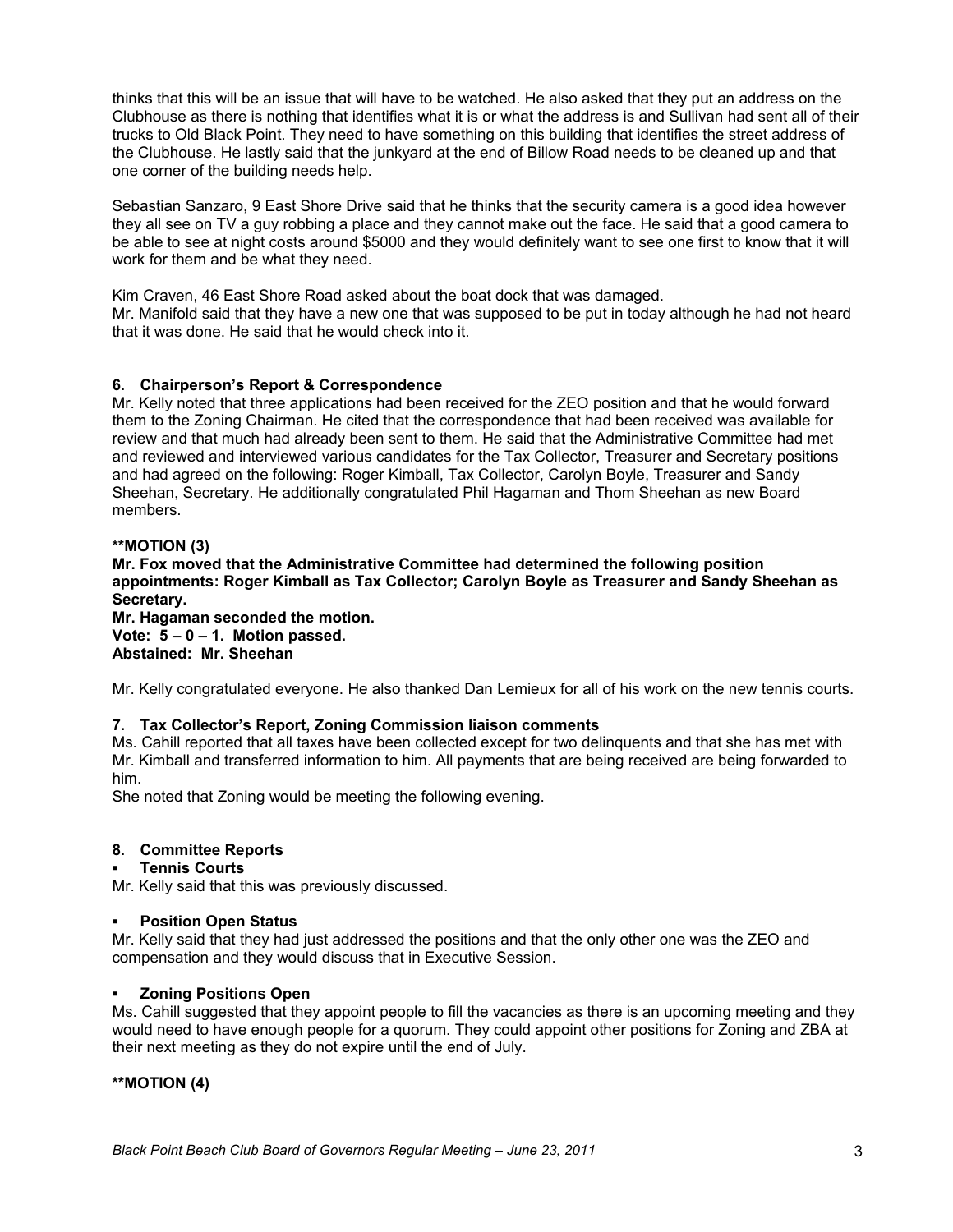thinks that this will be an issue that will have to be watched. He also asked that they put an address on the Clubhouse as there is nothing that identifies what it is or what the address is and Sullivan had sent all of their trucks to Old Black Point. They need to have something on this building that identifies the street address of the Clubhouse. He lastly said that the junkyard at the end of Billow Road needs to be cleaned up and that one corner of the building needs help.

Sebastian Sanzaro, 9 East Shore Drive said that he thinks that the security camera is a good idea however they all see on TV a guy robbing a place and they cannot make out the face. He said that a good camera to be able to see at night costs around $5000 and they would definitely want to see one first to know that it will work for them and be what they need.

Kim Craven, 46 East Shore Road asked about the boat dock that was damaged.
Mr. Manifold said that they have a new one that was supposed to be put in today although he had not heard that it was done. He said that he would check into it.

### 6. Chairperson's Report & Correspondence

Mr. Kelly noted that three applications had been received for the ZEO position and that he would forward them to the Zoning Chairman. He cited that the correspondence that had been received was available for review and that much had already been sent to them. He said that the Administrative Committee had met and reviewed and interviewed various candidates for the Tax Collector, Treasurer and Secretary positions and had agreed on the following: Roger Kimball, Tax Collector, Carolyn Boyle, Treasurer and Sandy Sheehan, Secretary. He additionally congratulated Phil Hagaman and Thom Sheehan as new Board members.

**\*\*MOTION (3)**
**Mr. Fox moved that the Administrative Committee had determined the following position appointments: Roger Kimball as Tax Collector; Carolyn Boyle as Treasurer and Sandy Sheehan as Secretary.**
**Mr. Hagaman seconded the motion.**
**Vote: 5 – 0 – 1. Motion passed.**
**Abstained: Mr. Sheehan**

Mr. Kelly congratulated everyone. He also thanked Dan Lemieux for all of his work on the new tennis courts.

### 7. Tax Collector's Report, Zoning Commission liaison comments

Ms. Cahill reported that all taxes have been collected except for two delinquents and that she has met with Mr. Kimball and transferred information to him. All payments that are being received are being forwarded to him.
She noted that Zoning would be meeting the following evening.

### 8. Committee Reports

- **Tennis Courts**

Mr. Kelly said that this was previously discussed.

- **Position Open Status**

Mr. Kelly said that they had just addressed the positions and that the only other one was the ZEO and compensation and they would discuss that in Executive Session.

- **Zoning Positions Open**

Ms. Cahill suggested that they appoint people to fill the vacancies as there is an upcoming meeting and they would need to have enough people for a quorum. They could appoint other positions for Zoning and ZBA at their next meeting as they do not expire until the end of July.

**\*\*MOTION (4)**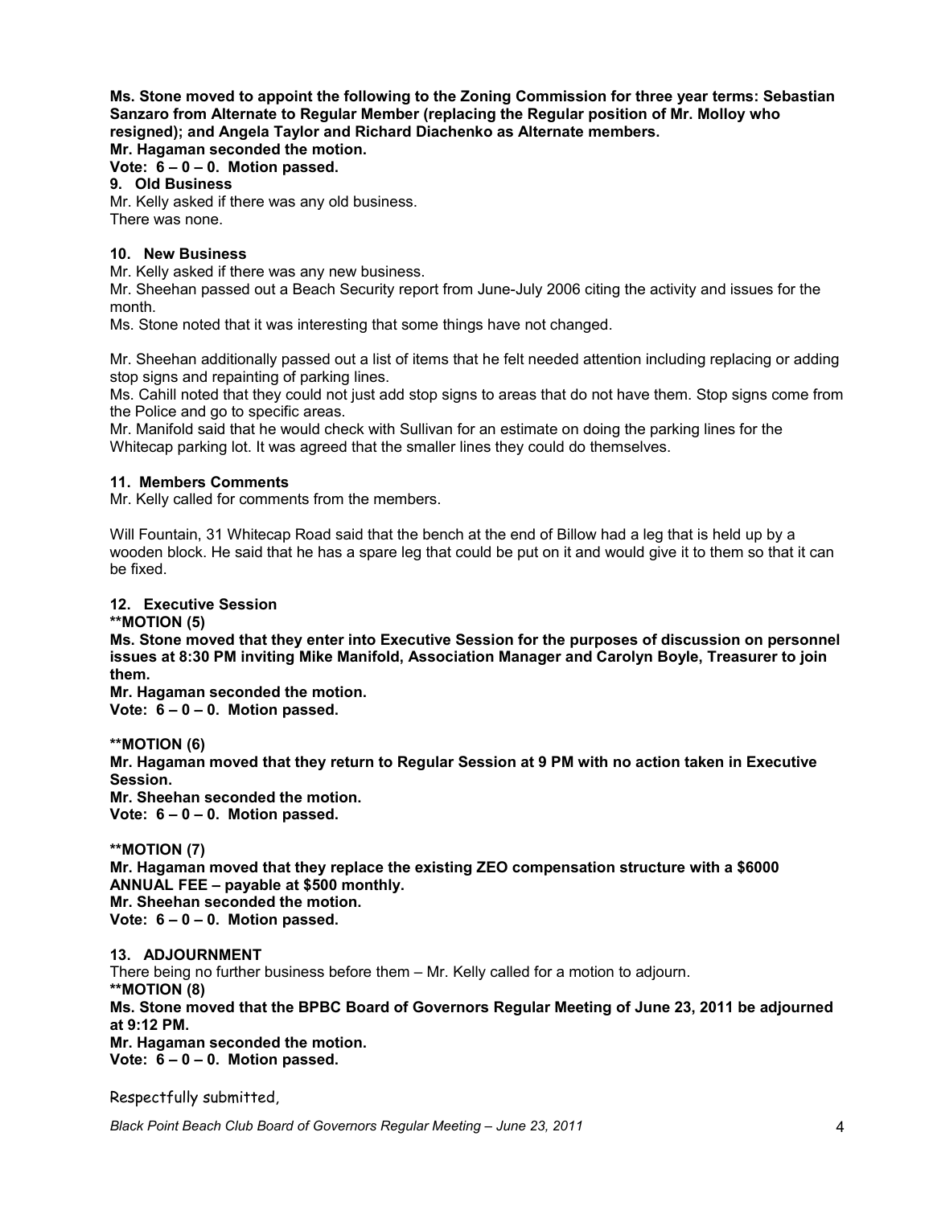**Ms. Stone moved to appoint the following to the Zoning Commission for three year terms: Sebastian Sanzaro from Alternate to Regular Member (replacing the Regular position of Mr. Molloy who resigned); and Angela Taylor and Richard Diachenko as Alternate members.**
**Mr. Hagaman seconded the motion.**
**Vote: 6 – 0 – 0. Motion passed.**

**9. Old Business**

Mr. Kelly asked if there was any old business.
There was none.

**10. New Business**

Mr. Kelly asked if there was any new business.
Mr. Sheehan passed out a Beach Security report from June-July 2006 citing the activity and issues for the month.
Ms. Stone noted that it was interesting that some things have not changed.

Mr. Sheehan additionally passed out a list of items that he felt needed attention including replacing or adding stop signs and repainting of parking lines.
Ms. Cahill noted that they could not just add stop signs to areas that do not have them. Stop signs come from the Police and go to specific areas.
Mr. Manifold said that he would check with Sullivan for an estimate on doing the parking lines for the Whitecap parking lot. It was agreed that the smaller lines they could do themselves.

**11. Members Comments**

Mr. Kelly called for comments from the members.

Will Fountain, 31 Whitecap Road said that the bench at the end of Billow had a leg that is held up by a wooden block. He said that he has a spare leg that could be put on it and would give it to them so that it can be fixed.

**12. Executive Session**

****MOTION (5)**
**Ms. Stone moved that they enter into Executive Session for the purposes of discussion on personnel issues at 8:30 PM inviting Mike Manifold, Association Manager and Carolyn Boyle, Treasurer to join them.**
**Mr. Hagaman seconded the motion.**
**Vote: 6 – 0 – 0. Motion passed.**

****MOTION (6)**
**Mr. Hagaman moved that they return to Regular Session at 9 PM with no action taken in Executive Session.**
**Mr. Sheehan seconded the motion.**
**Vote: 6 – 0 – 0. Motion passed.**

****MOTION (7)**
**Mr. Hagaman moved that they replace the existing ZEO compensation structure with a $6000 ANNUAL FEE – payable at $500 monthly.**
**Mr. Sheehan seconded the motion.**
**Vote: 6 – 0 – 0. Motion passed.**

**13. ADJOURNMENT**

There being no further business before them – Mr. Kelly called for a motion to adjourn.
****MOTION (8)**
**Ms. Stone moved that the BPBC Board of Governors Regular Meeting of June 23, 2011 be adjourned at 9:12 PM.**
**Mr. Hagaman seconded the motion.**
**Vote: 6 – 0 – 0. Motion passed.**

Respectfully submitted,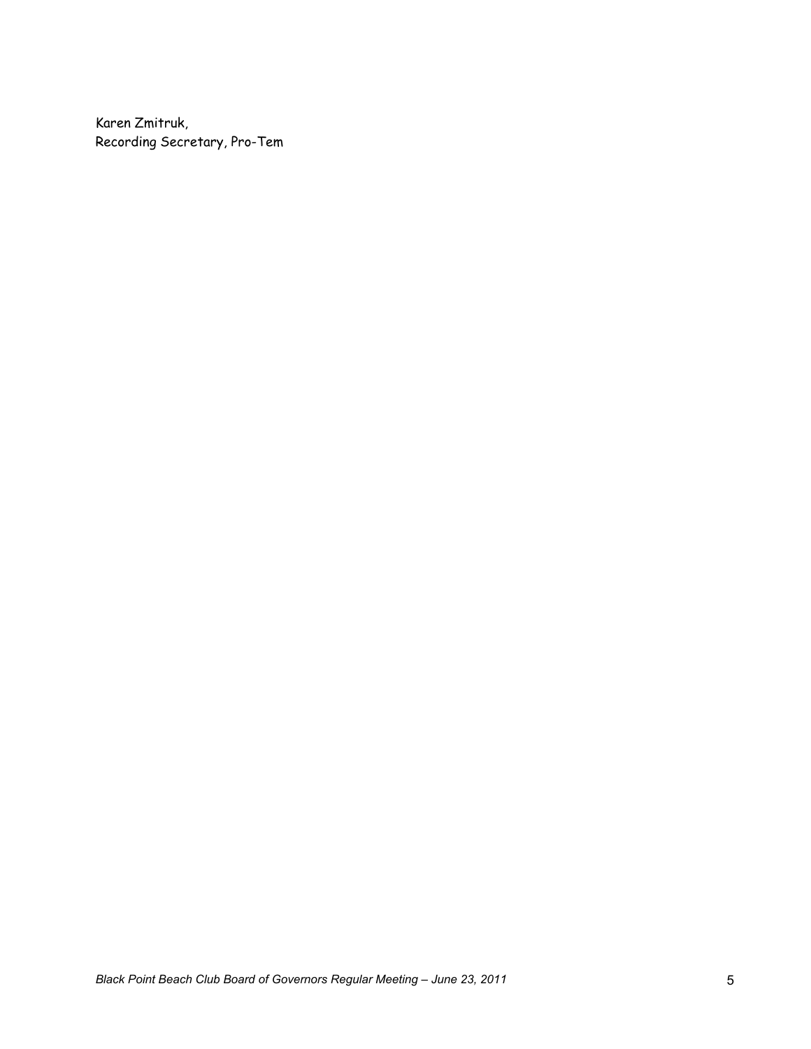Karen Zmitruk,
Recording Secretary, Pro-Tem